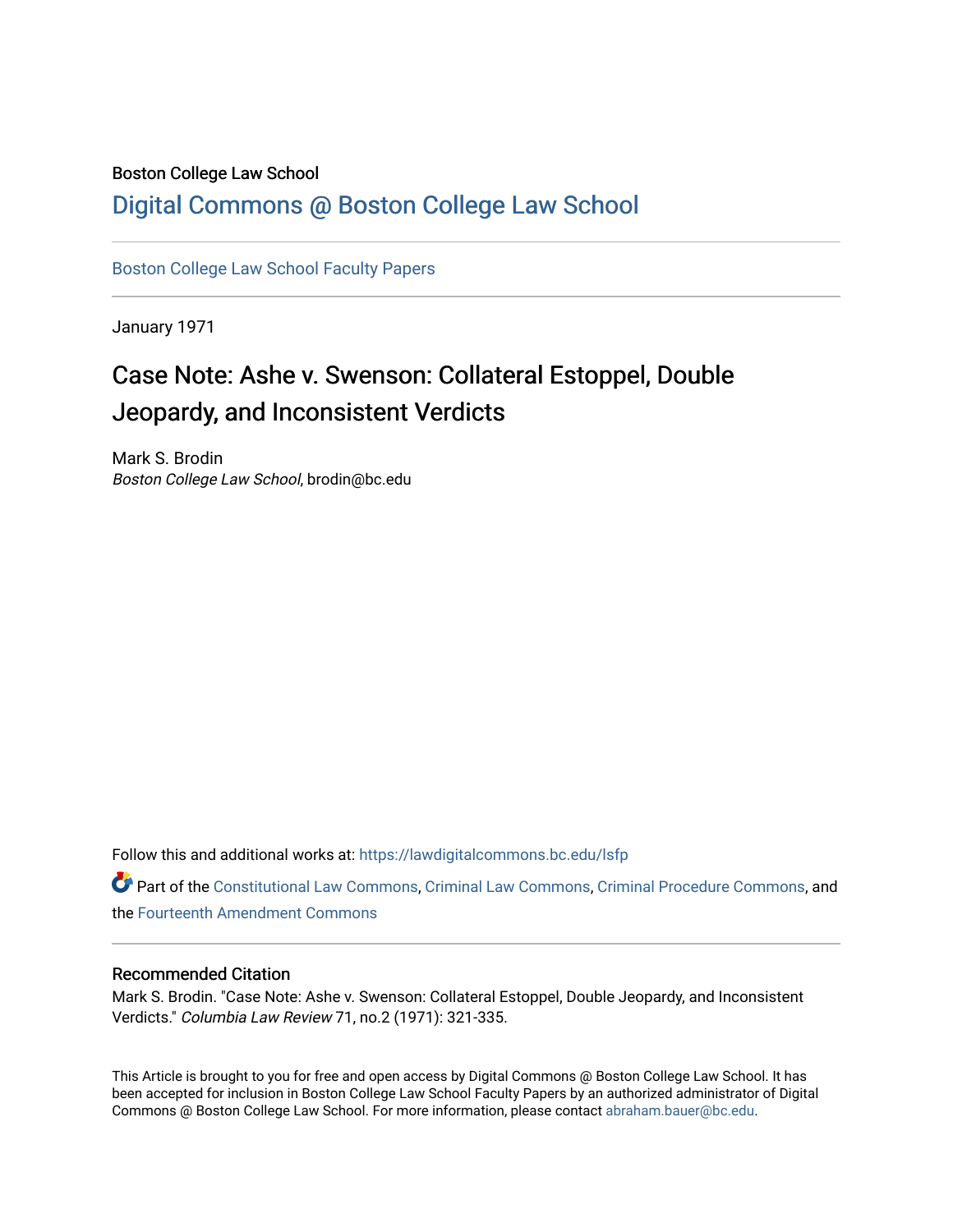Boston College Law School

# Digital Commons @ Boston College Law School

Boston College Law School Faculty Papers

January 1971

# Case Note: Ashe v. Swenson: Collateral Estoppel, Double Jeopardy, and Inconsistent Verdicts

Mark S. Brodin
*Boston College Law School*, brodin@bc.edu

Follow this and additional works at: https://lawdigitalcommons.bc.edu/lsfp

Part of the Constitutional Law Commons, Criminal Law Commons, Criminal Procedure Commons, and the Fourteenth Amendment Commons

## Recommended Citation

Mark S. Brodin. "Case Note: Ashe v. Swenson: Collateral Estoppel, Double Jeopardy, and Inconsistent Verdicts." *Columbia Law Review* 71, no.2 (1971): 321-335.

This Article is brought to you for free and open access by Digital Commons @ Boston College Law School. It has been accepted for inclusion in Boston College Law School Faculty Papers by an authorized administrator of Digital Commons @ Boston College Law School. For more information, please contact abraham.bauer@bc.edu.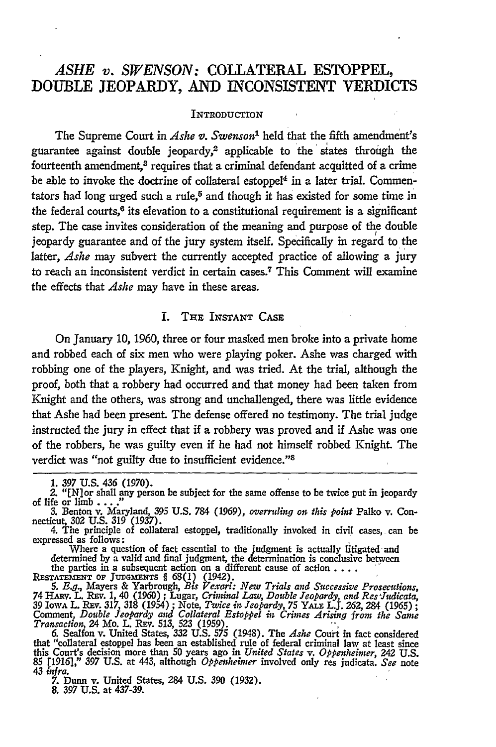# *ASHE v. SWENSON*: COLLATERAL ESTOPPEL, DOUBLE JEOPARDY, AND INCONSISTENT VERDICTS

## INTRODUCTION

The Supreme Court in *Ashe v. Swenson*[1] held that the fifth amendment's guarantee against double jeopardy,[2] applicable to the states through the fourteenth amendment,[3] requires that a criminal defendant acquitted of a crime be able to invoke the doctrine of collateral estoppel[4] in a later trial. Commentators had long urged such a rule,[5] and though it has existed for some time in the federal courts,[6] its elevation to a constitutional requirement is a significant step. The case invites consideration of the meaning and purpose of the double jeopardy guarantee and of the jury system itself. Specifically in regard to the latter, *Ashe* may subvert the currently accepted practice of allowing a jury to reach an inconsistent verdict in certain cases.[7] This Comment will examine the effects that *Ashe* may have in these areas.

## I. THE INSTANT CASE

On January 10, 1960, three or four masked men broke into a private home and robbed each of six men who were playing poker. Ashe was charged with robbing one of the players, Knight, and was tried. At the trial, although the proof, both that a robbery had occurred and that money had been taken from Knight and the others, was strong and unchallenged, there was little evidence that Ashe had been present. The defense offered no testimony. The trial judge instructed the jury in effect that if a robbery was proved and if Ashe was one of the robbers, he was guilty even if he had not himself robbed Knight. The verdict was "not guilty due to insufficient evidence."[8]

---

1. 397 U.S. 436 (1970).

2. "[N]or shall any person be subject for the same offense to be twice put in jeopardy of life or limb . . . ."

3. Benton v. Maryland, 395 U.S. 784 (1969), *overruling on this point* Palko v. Connecticut, 302 U.S. 319 (1937).

4. The principle of collateral estoppel, traditionally invoked in civil cases, can be expressed as follows:

> Where a question of fact essential to the judgment is actually litigated and determined by a valid and final judgment, the determination is conclusive between the parties in a subsequent action on a different cause of action . . . .

RESTATEMENT OF JUDGMENTS § 68(1) (1942).

5. *E.g.*, Mayers & Yarbrough, *Bis Vexari: New Trials and Successive Prosecutions*, 74 HARV. L. REV. 1, 40 (1960); Lugar, *Criminal Law, Double Jeopardy, and Res Judicata*, 39 IOWA L. REV. 317, 318 (1954); Note, *Twice in Jeopardy*, 75 YALE L.J. 262, 284 (1965); Comment, *Double Jeopardy and Collateral Estoppel in Crimes Arising from the Same Transaction*, 24 MO. L. REV. 513, 523 (1959).

6. Sealfon v. United States, 332 U.S. 575 (1948). The *Ashe* Court in fact considered that "collateral estoppel has been an established rule of federal criminal law at least since this Court's decision more than 50 years ago in *United States v. Oppenheimer*, 242 U.S. 85 [1916]," 397 U.S. at 443, although *Oppenheimer* involved only res judicata. *See* note 43 *infra*.

7. Dunn v. United States, 284 U.S. 390 (1932).

8. 397 U.S. at 437-39.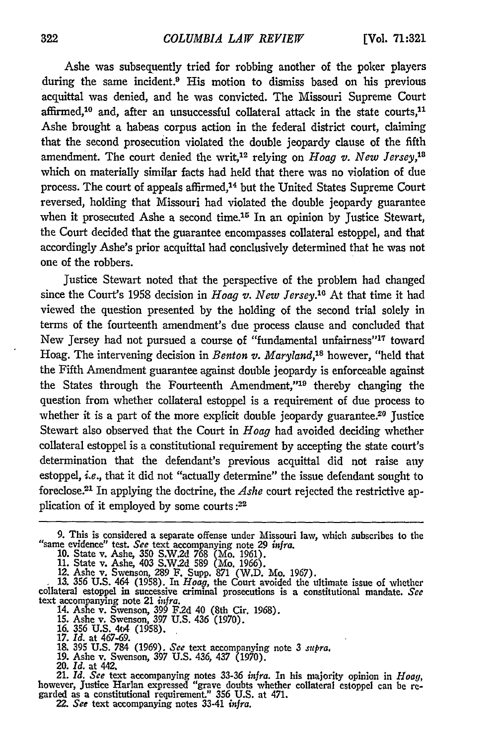Ashe was subsequently tried for robbing another of the poker players during the same incident.[9] His motion to dismiss based on his previous acquittal was denied, and he was convicted. The Missouri Supreme Court affirmed,[10] and, after an unsuccessful collateral attack in the state courts,[11] Ashe brought a habeas corpus action in the federal district court, claiming that the second prosecution violated the double jeopardy clause of the fifth amendment. The court denied the writ,[12] relying on *Hoag v. New Jersey*,[13] which on materially similar facts had held that there was no violation of due process. The court of appeals affirmed,[14] but the United States Supreme Court reversed, holding that Missouri had violated the double jeopardy guarantee when it prosecuted Ashe a second time.[15] In an opinion by Justice Stewart, the Court decided that the guarantee encompasses collateral estoppel, and that accordingly Ashe's prior acquittal had conclusively determined that he was not one of the robbers.

Justice Stewart noted that the perspective of the problem had changed since the Court's 1958 decision in *Hoag v. New Jersey*.[16] At that time it had viewed the question presented by the holding of the second trial solely in terms of the fourteenth amendment's due process clause and concluded that New Jersey had not pursued a course of "fundamental unfairness"[17] toward Hoag. The intervening decision in *Benton v. Maryland*,[18] however, "held that the Fifth Amendment guarantee against double jeopardy is enforceable against the States through the Fourteenth Amendment,"[19] thereby changing the question from whether collateral estoppel is a requirement of due process to whether it is a part of the more explicit double jeopardy guarantee.[20] Justice Stewart also observed that the Court in *Hoag* had avoided deciding whether collateral estoppel is a constitutional requirement by accepting the state court's determination that the defendant's previous acquittal did not raise any estoppel, *i.e.*, that it did not "actually determine" the issue defendant sought to foreclose.[21] In applying the doctrine, the *Ashe* court rejected the restrictive application of it employed by some courts:[22]

---

9. This is considered a separate offense under Missouri law, which subscribes to the "same evidence" test. *See* text accompanying note 29 *infra*.

10. State v. Ashe, 350 S.W.2d 768 (Mo. 1961).

11. State v. Ashe, 403 S.W.2d 589 (Mo. 1966).

12. Ashe v. Swenson, 289 F. Supp. 871 (W.D. Mo. 1967).

13. 356 U.S. 464 (1958). In *Hoag*, the Court avoided the ultimate issue of whether collateral estoppel in successive criminal prosecutions is a constitutional mandate. *See* text accompanying note 21 *infra*.

14. Ashe v. Swenson, 399 F.2d 40 (8th Cir. 1968).

15. Ashe v. Swenson, 397 U.S. 436 (1970).

16. 356 U.S. 464 (1958).

17. *Id.* at 467-69.

18. 395 U.S. 784 (1969). *See* text accompanying note 3 *supra*.

19. Ashe v. Swenson, 397 U.S. 436, 437 (1970).

20. *Id.* at 442.

21. *Id.* *See* text accompanying notes 33-36 *infra*. In his majority opinion in *Hoag*, however, Justice Harlan expressed "grave doubts whether collateral estoppel can be regarded as a constitutional requirement." 356 U.S. at 471.

22. *See* text accompanying notes 33-41 *infra*.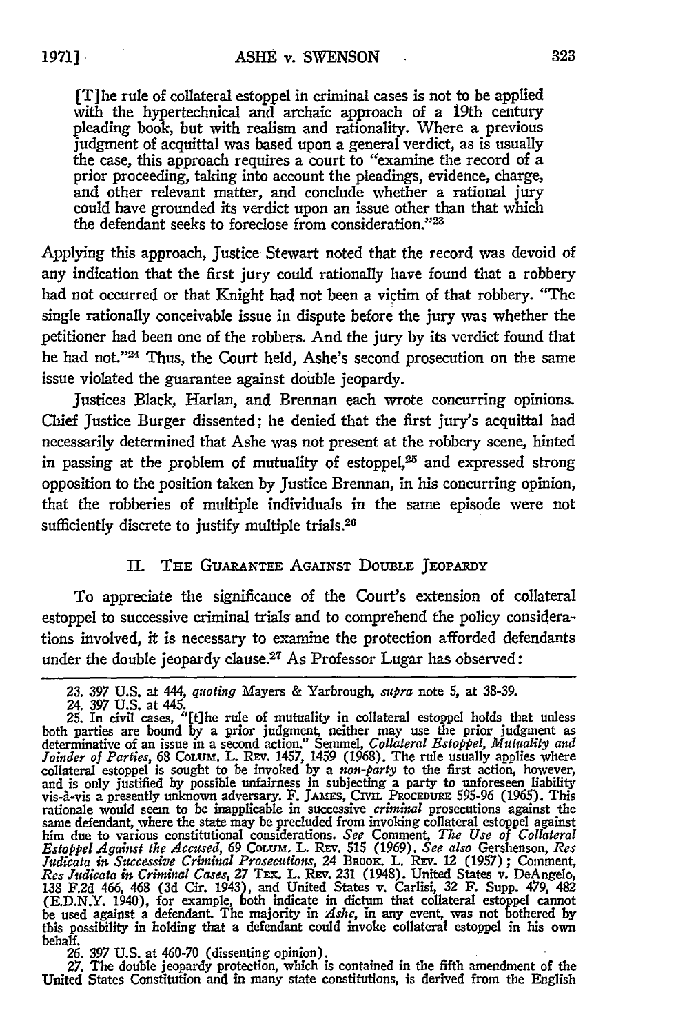> [T]he rule of collateral estoppel in criminal cases is not to be applied with the hypertechnical and archaic approach of a 19th century pleading book, but with realism and rationality. Where a previous judgment of acquittal was based upon a general verdict, as is usually the case, this approach requires a court to "examine the record of a prior proceeding, taking into account the pleadings, evidence, charge, and other relevant matter, and conclude whether a rational jury could have grounded its verdict upon an issue other than that which the defendant seeks to foreclose from consideration."[23]

Applying this approach, Justice Stewart noted that the record was devoid of any indication that the first jury could rationally have found that a robbery had not occurred or that Knight had not been a victim of that robbery. "The single rationally conceivable issue in dispute before the jury was whether the petitioner had been one of the robbers. And the jury by its verdict found that he had not."[24] Thus, the Court held, Ashe's second prosecution on the same issue violated the guarantee against double jeopardy.

Justices Black, Harlan, and Brennan each wrote concurring opinions. Chief Justice Burger dissented; he denied that the first jury's acquittal had necessarily determined that Ashe was not present at the robbery scene, hinted in passing at the problem of mutuality of estoppel,[25] and expressed strong opposition to the position taken by Justice Brennan, in his concurring opinion, that the robberies of multiple individuals in the same episode were not sufficiently discrete to justify multiple trials.[26]

## II. The Guarantee Against Double Jeopardy

To appreciate the significance of the Court's extension of collateral estoppel to successive criminal trials and to comprehend the policy considerations involved, it is necessary to examine the protection afforded defendants under the double jeopardy clause.[27] As Professor Lugar has observed:

---

23. 397 U.S. at 444, *quoting* Mayers & Yarbrough, *supra* note 5, at 38-39.

24. 397 U.S. at 445.

25. In civil cases, "[t]he rule of mutuality in collateral estoppel holds that unless both parties are bound by a prior judgment, neither may use the prior judgment as determinative of an issue in a second action." Semmel, *Collateral Estoppel, Mutuality and Joinder of Parties*, 68 Colum. L. Rev. 1457, 1459 (1968). The rule usually applies where collateral estoppel is sought to be invoked by a *non-party* to the first action, however, and is only justified by possible unfairness in subjecting a party to unforeseen liability vis-à-vis a presently unknown adversary. F. James, Civil Procedure 595-96 (1965). This rationale would seem to be inapplicable in successive *criminal* prosecutions against the same defendant, where the state may be precluded from invoking collateral estoppel against him due to various constitutional considerations. *See* Comment, *The Use of Collateral Estoppel Against the Accused*, 69 Colum. L. Rev. 515 (1969). *See also* Gershenson, *Res Judicata in Successive Criminal Prosecutions*, 24 Brook. L. Rev. 12 (1957); Comment, *Res Judicata in Criminal Cases*, 27 Tex. L. Rev. 231 (1948). United States v. DeAngelo, 138 F.2d 466, 468 (3d Cir. 1943), and United States v. Carlisi, 32 F. Supp. 479, 482 (E.D.N.Y. 1940), for example, both indicate in dictum that collateral estoppel cannot be used against a defendant. The majority in *Ashe*, in any event, was not bothered by this possibility in holding that a defendant could invoke collateral estoppel in his own behalf.

26. 397 U.S. at 460-70 (dissenting opinion).

27. The double jeopardy protection, which is contained in the fifth amendment of the United States Constitution and in many state constitutions, is derived from the English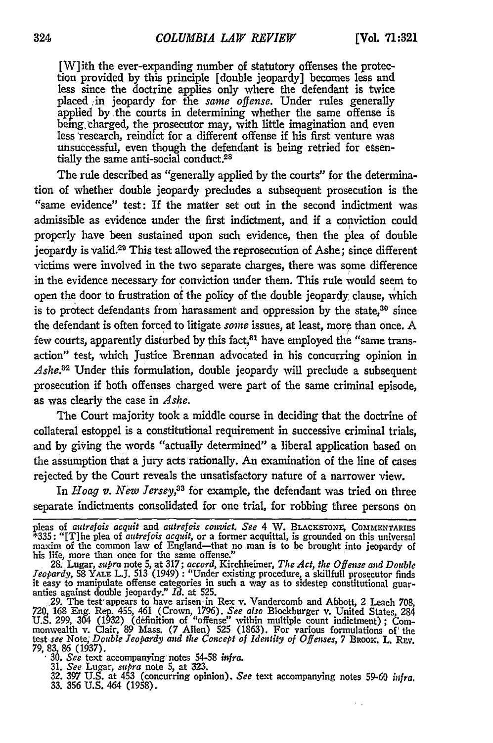> [W]ith the ever-expanding number of statutory offenses the protection provided by this principle [double jeopardy] becomes less and less since the doctrine applies only where the defendant is twice placed in jeopardy for the *same offense*. Under rules generally applied by the courts in determining whether the same offense is being charged, the prosecutor may, with little imagination and even less research, reindict for a different offense if his first venture was unsuccessful, even though the defendant is being retried for essentially the same anti-social conduct.[28]

The rule described as "generally applied by the courts" for the determination of whether double jeopardy precludes a subsequent prosecution is the "same evidence" test: If the matter set out in the second indictment was admissible as evidence under the first indictment, and if a conviction could properly have been sustained upon such evidence, then the plea of double jeopardy is valid.[29] This test allowed the reprosecution of Ashe; since different victims were involved in the two separate charges, there was some difference in the evidence necessary for conviction under them. This rule would seem to open the door to frustration of the policy of the double jeopardy clause, which is to protect defendants from harassment and oppression by the state,[30] since the defendant is often forced to litigate *some* issues, at least, more than once. A few courts, apparently disturbed by this fact,[31] have employed the "same transaction" test, which Justice Brennan advocated in his concurring opinion in *Ashe*.[32] Under this formulation, double jeopardy will preclude a subsequent prosecution if both offenses charged were part of the same criminal episode, as was clearly the case in *Ashe*.

The Court majority took a middle course in deciding that the doctrine of collateral estoppel is a constitutional requirement in successive criminal trials, and by giving the words "actually determined" a liberal application based on the assumption that a jury acts rationally. An examination of the line of cases rejected by the Court reveals the unsatisfactory nature of a narrower view.

In *Hoag v. New Jersey*,[33] for example, the defendant was tried on three separate indictments consolidated for one trial, for robbing three persons on

---

pleas of *autrefois acquit* and *autrefois convict*. *See* 4 W. BLACKSTONE, COMMENTARIES *335: "[T]he plea of *autrefois acquit*, or a former acquittal, is grounded on this universal maxim of the common law of England—that no man is to be brought into jeopardy of his life, more than once for the same offense."

28. Lugar, *supra* note 5, at 317; *accord*, Kirchheimer, *The Act, the Offense and Double Jeopardy*, 58 YALE L.J. 513 (1949): "Under existing procedure, a skillfull prosecutor finds it easy to manipulate offense categories in such a way as to sidestep constitutional guaranties against double jeopardy." *Id.* at 525.

29. The test appears to have arisen in Rex v. Vandercomb and Abbott, 2 Leach 708, 720, 168 Eng. Rep. 455, 461 (Crown, 1796). *See also* Blockburger v. United States, 284 U.S. 299, 304 (1932) (definition of "offense" within multiple count indictment); Commonwealth v. Clair, 89 Mass. (7 Allen) 525 (1863). For various formulations of the test *see* Note, *Double Jeopardy and the Concept of Identity of Offenses*, 7 BROOK. L. REV. 79, 83, 86 (1937).

30. *See* text accompanying notes 54-58 *infra*.

31. *See* Lugar, *supra* note 5, at 323.

32. 397 U.S. at 453 (concurring opinion). *See* text accompanying notes 59-60 *infra*.

33. 356 U.S. 464 (1958).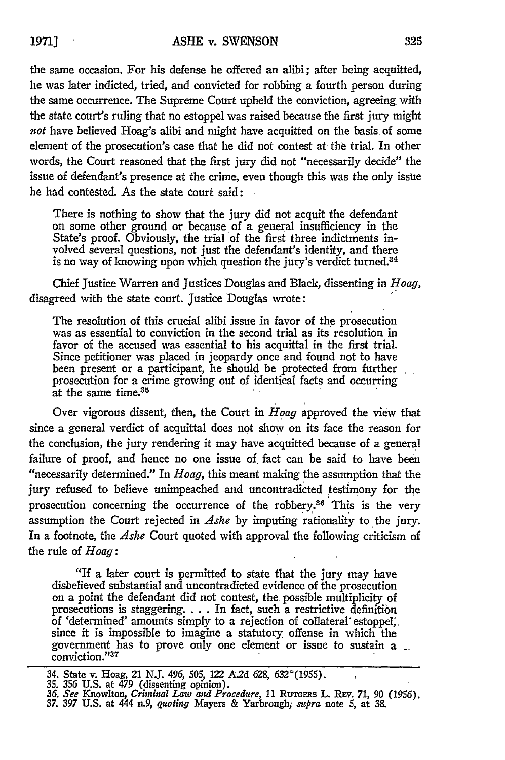the same occasion. For his defense he offered an alibi; after being acquitted, he was later indicted, tried, and convicted for robbing a fourth person during the same occurrence. The Supreme Court upheld the conviction, agreeing with the state court's ruling that no estoppel was raised because the first jury might *not* have believed Hoag's alibi and might have acquitted on the basis of some element of the prosecution's case that he did not contest at the trial. In other words, the Court reasoned that the first jury did not "necessarily decide" the issue of defendant's presence at the crime, even though this was the only issue he had contested. As the state court said:

> There is nothing to show that the jury did not acquit the defendant on some other ground or because of a general insufficiency in the State's proof. Obviously, the trial of the first three indictments involved several questions, not just the defendant's identity, and there is no way of knowing upon which question the jury's verdict turned.[34]

Chief Justice Warren and Justices Douglas and Black, dissenting in *Hoag*, disagreed with the state court. Justice Douglas wrote:

> The resolution of this crucial alibi issue in favor of the prosecution was as essential to conviction in the second trial as its resolution in favor of the accused was essential to his acquittal in the first trial. Since petitioner was placed in jeopardy once and found not to have been present or a participant, he should be protected from further prosecution for a crime growing out of identical facts and occurring at the same time.[35]

Over vigorous dissent, then, the Court in *Hoag* approved the view that since a general verdict of acquittal does not show on its face the reason for the conclusion, the jury rendering it may have acquitted because of a general failure of proof, and hence no one issue of fact can be said to have been "necessarily determined." In *Hoag*, this meant making the assumption that the jury refused to believe unimpeached and uncontradicted testimony for the prosecution concerning the occurrence of the robbery.[36] This is the very assumption the Court rejected in *Ashe* by imputing rationality to the jury. In a footnote, the *Ashe* Court quoted with approval the following criticism of the rule of *Hoag*:

> "If a later court is permitted to state that the jury may have disbelieved substantial and uncontradicted evidence of the prosecution on a point the defendant did not contest, the possible multiplicity of prosecutions is staggering. . . . In fact, such a restrictive definition of 'determined' amounts simply to a rejection of collateral estoppel, since it is impossible to imagine a statutory offense in which the government has to prove only one element or issue to sustain a conviction."[37]

---

34. State v. Hoag, 21 N.J. 496, 505, 122 A.2d 628, 632 (1955).
35. 356 U.S. at 479 (dissenting opinion).
36. *See* Knowlton, *Criminal Law and Procedure*, 11 RUTGERS L. REV. 71, 90 (1956).
37. 397 U.S. at 444 n.9, *quoting* Mayers & Yarbrough, *supra* note 5, at 38.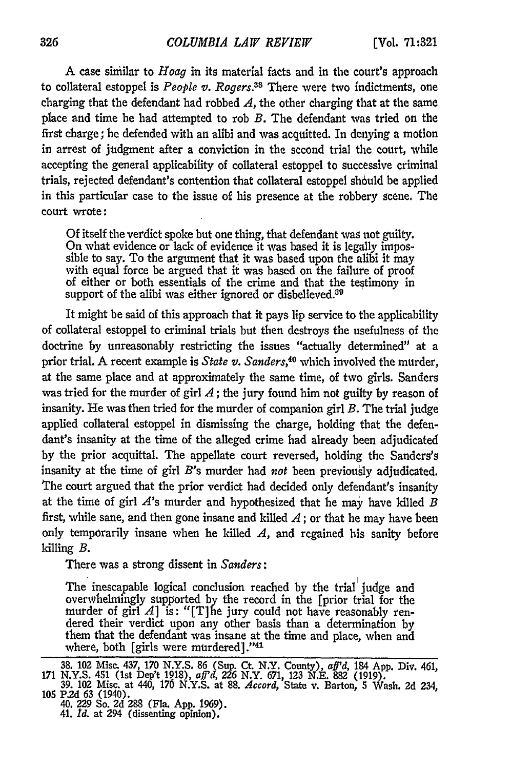A case similar to *Hoag* in its material facts and in the court's approach to collateral estoppel is *People v. Rogers*.[38] There were two indictments, one charging that the defendant had robbed *A*, the other charging that at the same place and time he had attempted to rob *B*. The defendant was tried on the first charge; he defended with an alibi and was acquitted. In denying a motion in arrest of judgment after a conviction in the second trial the court, while accepting the general applicability of collateral estoppel to successive criminal trials, rejected defendant's contention that collateral estoppel should be applied in this particular case to the issue of his presence at the robbery scene. The court wrote:

> Of itself the verdict spoke but one thing, that defendant was not guilty. On what evidence or lack of evidence it was based it is legally impossible to say. To the argument that it was based upon the alibi it may with equal force be argued that it was based on the failure of proof of either or both essentials of the crime and that the testimony in support of the alibi was either ignored or disbelieved.[39]

It might be said of this approach that it pays lip service to the applicability of collateral estoppel to criminal trials but then destroys the usefulness of the doctrine by unreasonably restricting the issues "actually determined" at a prior trial. A recent example is *State v. Sanders*,[40] which involved the murder, at the same place and at approximately the same time, of two girls. Sanders was tried for the murder of girl *A*; the jury found him not guilty by reason of insanity. He was then tried for the murder of companion girl *B*. The trial judge applied collateral estoppel in dismissing the charge, holding that the defendant's insanity at the time of the alleged crime had already been adjudicated by the prior acquittal. The appellate court reversed, holding the Sanders's insanity at the time of girl *B*'s murder had *not* been previously adjudicated. The court argued that the prior verdict had decided only defendant's insanity at the time of girl *A*'s murder and hypothesized that he may have killed *B* first, while sane, and then gone insane and killed *A*; or that he may have been only temporarily insane when he killed *A*, and regained his sanity before killing *B*.

There was a strong dissent in *Sanders*:

> The inescapable logical conclusion reached by the trial judge and overwhelmingly supported by the record in the [prior trial for the murder of girl *A*] is: "[T]he jury could not have reasonably rendered their verdict upon any other basis than a determination by them that the defendant was insane at the time and place, when and where, both [girls were murdered]."[41]

---

38. 102 Misc. 437, 170 N.Y.S. 86 (Sup. Ct. N.Y. County), *aff'd*, 184 App. Div. 461, 171 N.Y.S. 451 (1st Dep't 1918), *aff'd*, 226 N.Y. 671, 123 N.E. 882 (1919).

39. 102 Misc. at 440, 170 N.Y.S. at 88. *Accord*, State v. Barton, 5 Wash. 2d 234, 105 P.2d 63 (1940).

40. 229 So. 2d 288 (Fla. App. 1969).

41. *Id.* at 294 (dissenting opinion).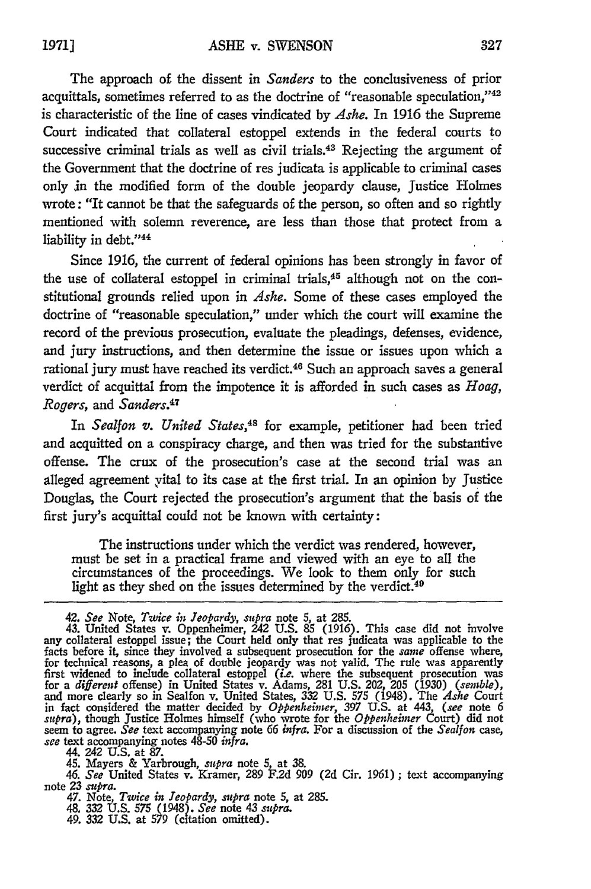The approach of the dissent in *Sanders* to the conclusiveness of prior acquittals, sometimes referred to as the doctrine of "reasonable speculation,"[42] is characteristic of the line of cases vindicated by *Ashe*. In 1916 the Supreme Court indicated that collateral estoppel extends in the federal courts to successive criminal trials as well as civil trials.[43] Rejecting the argument of the Government that the doctrine of res judicata is applicable to criminal cases only in the modified form of the double jeopardy clause, Justice Holmes wrote: "It cannot be that the safeguards of the person, so often and so rightly mentioned with solemn reverence, are less than those that protect from a liability in debt."[44]

Since 1916, the current of federal opinions has been strongly in favor of the use of collateral estoppel in criminal trials,[45] although not on the constitutional grounds relied upon in *Ashe*. Some of these cases employed the doctrine of "reasonable speculation," under which the court will examine the record of the previous prosecution, evaluate the pleadings, defenses, evidence, and jury instructions, and then determine the issue or issues upon which a rational jury must have reached its verdict.[46] Such an approach saves a general verdict of acquittal from the impotence it is afforded in such cases as *Hoag*, *Rogers*, and *Sanders*.[47]

In *Sealfon v. United States*,[48] for example, petitioner had been tried and acquitted on a conspiracy charge, and then was tried for the substantive offense. The crux of the prosecution's case at the second trial was an alleged agreement vital to its case at the first trial. In an opinion by Justice Douglas, the Court rejected the prosecution's argument that the basis of the first jury's acquittal could not be known with certainty:

> The instructions under which the verdict was rendered, however, must be set in a practical frame and viewed with an eye to all the circumstances of the proceedings. We look to them only for such light as they shed on the issues determined by the verdict.[49]

---

42. *See* Note, *Twice in Jeopardy*, *supra* note 5, at 285.

43. United States v. Oppenheimer, 242 U.S. 85 (1916). This case did not involve any collateral estoppel issue; the Court held only that res judicata was applicable to the facts before it, since they involved a subsequent prosecution for the *same* offense where, for technical reasons, a plea of double jeopardy was not valid. The rule was apparently first widened to include collateral estoppel (*i.e.* where the subsequent prosecution was for a *different* offense) in United States v. Adams, 281 U.S. 202, 205 (1930) (*semble*), and more clearly so in Sealfon v. United States, 332 U.S. 575 (1948). The *Ashe* Court in fact considered the matter decided by *Oppenheimer*, 397 U.S. at 443, (*see* note 6 *supra*), though Justice Holmes himself (who wrote for the *Oppenheimer* Court) did not seem to agree. *See* text accompanying note 66 *infra*. For a discussion of the *Sealfon* case, *see* text accompanying notes 48-50 *infra*.

44. 242 U.S. at 87.

45. Mayers & Yarbrough, *supra* note 5, at 38.

46. *See* United States v. Kramer, 289 F.2d 909 (2d Cir. 1961); text accompanying note 23 *supra*.

47. Note, *Twice in Jeopardy*, *supra* note 5, at 285.

48. 332 U.S. 575 (1948). *See* note 43 *supra*.

49. 332 U.S. at 579 (citation omitted).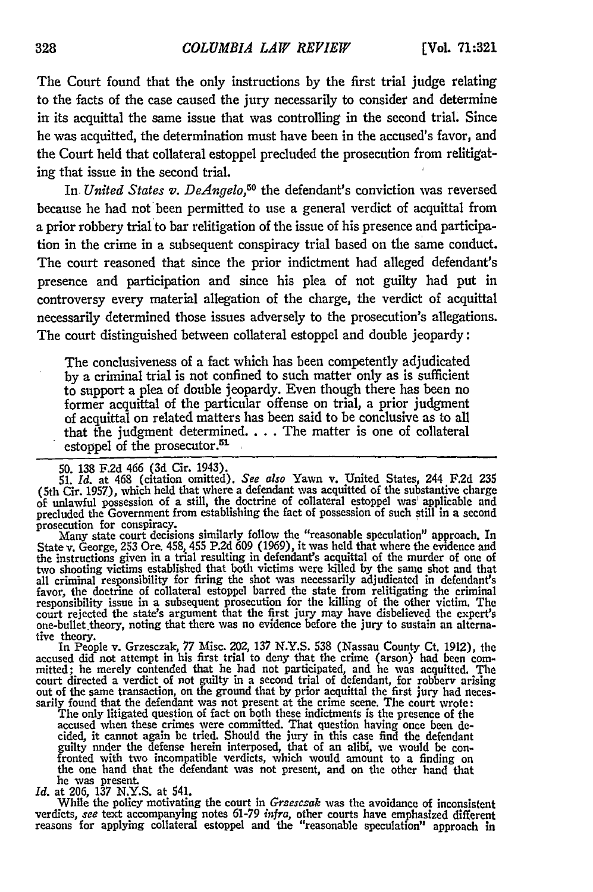The Court found that the only instructions by the first trial judge relating to the facts of the case caused the jury necessarily to consider and determine in its acquittal the same issue that was controlling in the second trial. Since he was acquitted, the determination must have been in the accused's favor, and the Court held that collateral estoppel precluded the prosecution from relitigating that issue in the second trial.

In *United States v. DeAngelo*,[50] the defendant's conviction was reversed because he had not been permitted to use a general verdict of acquittal from a prior robbery trial to bar relitigation of the issue of his presence and participation in the crime in a subsequent conspiracy trial based on the same conduct. The court reasoned that since the prior indictment had alleged defendant's presence and participation and since his plea of not guilty had put in controversy every material allegation of the charge, the verdict of acquittal necessarily determined those issues adversely to the prosecution's allegations. The court distinguished between collateral estoppel and double jeopardy:

> The conclusiveness of a fact which has been competently adjudicated by a criminal trial is not confined to such matter only as is sufficient to support a plea of double jeopardy. Even though there has been no former acquittal of the particular offense on trial, a prior judgment of acquittal on related matters has been said to be conclusive as to all that the judgment determined. . . . The matter is one of collateral estoppel of the prosecutor.[51]

---

50. 138 F.2d 466 (3d Cir. 1943).

51. *Id.* at 468 (citation omitted). *See also* Yawn v. United States, 244 F.2d 235 (5th Cir. 1957), which held that where a defendant was acquitted of the substantive charge of unlawful possession of a still, the doctrine of collateral estoppel was applicable and precluded the Government from establishing the fact of possession of such still in a second prosecution for conspiracy.

Many state court decisions similarly follow the "reasonable speculation" approach. In State v. George, 253 Ore. 458, 455 P.2d 609 (1969), it was held that where the evidence and the instructions given in a trial resulting in defendant's acquittal of the murder of one of two shooting victims established that both victims were killed by the same shot and that all criminal responsibility for firing the shot was necessarily adjudicated in defendant's favor, the doctrine of collateral estoppel barred the state from relitigating the criminal responsibility issue in a subsequent prosecution for the killing of the other victim. The court rejected the state's argument that the first jury may have disbelieved the expert's one-bullet theory, noting that there was no evidence before the jury to sustain an alternative theory.

In People v. Grzesczak, 77 Misc. 202, 137 N.Y.S. 538 (Nassau County Ct. 1912), the accused did not attempt in his first trial to deny that the crime (arson) had been committed; he merely contended that he had not participated, and he was acquitted. The court directed a verdict of not guilty in a second trial of defendant, for robbery arising out of the same transaction, on the ground that by prior acquittal the first jury had necessarily found that the defendant was not present at the crime scene. The court wrote:

> The only litigated question of fact on both these indictments is the presence of the accused when these crimes were committed. That question having once been decided, it cannot again be tried. Should the jury in this case find the defendant guilty nnder the defense herein interposed, that of an alibi, we would be confronted with two incompatible verdicts, which would amount to a finding on the one hand that the defendant was not present, and on the other hand that he was present.

*Id.* at 206, 137 N.Y.S. at 541.

While the policy motivating the court in *Grzesczak* was the avoidance of inconsistent verdicts, *see* text accompanying notes 61-79 *infra*, other courts have emphasized different reasons for applying collateral estoppel and the "reasonable speculation" approach in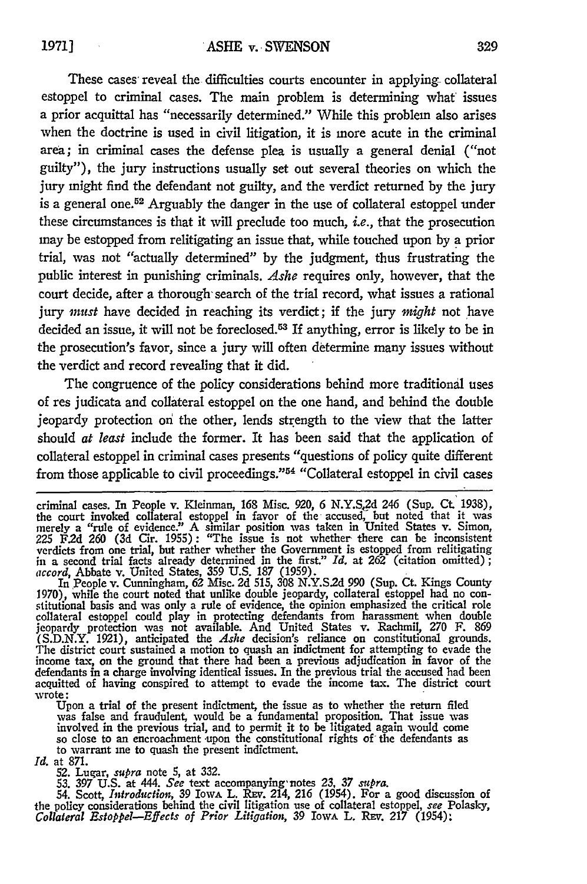These cases reveal the difficulties courts encounter in applying collateral estoppel to criminal cases. The main problem is determining what issues a prior acquittal has "necessarily determined." While this problem also arises when the doctrine is used in civil litigation, it is more acute in the criminal area; in criminal cases the defense plea is usually a general denial ("not guilty"), the jury instructions usually set out several theories on which the jury might find the defendant not guilty, and the verdict returned by the jury is a general one.[52] Arguably the danger in the use of collateral estoppel under these circumstances is that it will preclude too much, *i.e.*, that the prosecution may be estopped from relitigating an issue that, while touched upon by a prior trial, was not "actually determined" by the judgment, thus frustrating the public interest in punishing criminals. *Ashe* requires only, however, that the court decide, after a thorough search of the trial record, what issues a rational jury *must* have decided in reaching its verdict; if the jury *might* not have decided an issue, it will not be foreclosed.[53] If anything, error is likely to be in the prosecution's favor, since a jury will often determine many issues without the verdict and record revealing that it did.

The congruence of the policy considerations behind more traditional uses of res judicata and collateral estoppel on the one hand, and behind the double jeopardy protection on the other, lends strength to the view that the latter should *at least* include the former. It has been said that the application of collateral estoppel in criminal cases presents "questions of policy quite different from those applicable to civil proceedings."[54] "Collateral estoppel in civil cases

---

criminal cases. In People v. Kleinman, 168 Misc. 920, 6 N.Y.S.2d 246 (Sup. Ct. 1938), the court invoked collateral estoppel in favor of the accused, but noted that it was merely a "rule of evidence." A similar position was taken in United States v. Simon, 225 F.2d 260 (3d Cir. 1955): "The issue is not whether there can be inconsistent verdicts from one trial, but rather whether the Government is estopped from relitigating in a second trial facts already determined in the first." *Id.* at 262 (citation omitted); *accord*, Abbate v. United States, 359 U.S. 187 (1959).

In People v. Cunningham, 62 Misc. 2d 515, 308 N.Y.S.2d 990 (Sup. Ct. Kings County 1970), while the court noted that unlike double jeopardy, collateral estoppel had no constitutional basis and was only a rule of evidence, the opinion emphasized the critical role collateral estoppel could play in protecting defendants from harassment when double jeopardy protection was not available. And United States v. Rachmil, 270 F. 869 (S.D.N.Y. 1921), anticipated the *Ashe* decision's reliance on constitutional grounds. The district court sustained a motion to quash an indictment for attempting to evade the income tax, on the ground that there had been a previous adjudication in favor of the defendants in a charge involving identical issues. In the previous trial the accused had been acquitted of having conspired to attempt to evade the income tax. The district court wrote:

> Upon a trial of the present indictment, the issue as to whether the return filed was false and fraudulent, would be a fundamental proposition. That issue was involved in the previous trial, and to permit it to be litigated again would come so close to an encroachment upon the constitutional rights of the defendants as to warrant me to quash the present indictment.

*Id.* at 871.

52. Lugar, *supra* note 5, at 332.

53. 397 U.S. at 444. *See* text accompanying notes 23, 37 *supra*.

54. Scott, *Introduction*, 39 Iowa L. Rev. 214, 216 (1954). For a good discussion of the policy considerations behind the civil litigation use of collateral estoppel, *see* Polasky, *Collateral Estoppel—Effects of Prior Litigation*, 39 Iowa L. Rev. 217 (1954):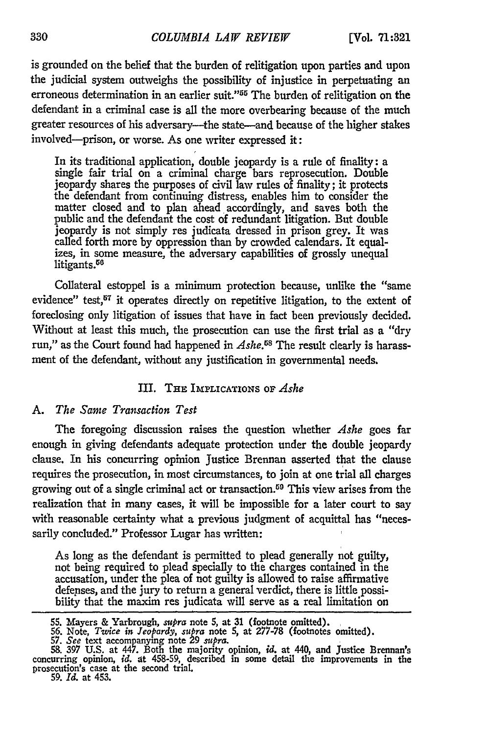is grounded on the belief that the burden of relitigation upon parties and upon the judicial system outweighs the possibility of injustice in perpetuating an erroneous determination in an earlier suit."[55] The burden of relitigation on the defendant in a criminal case is all the more overbearing because of the much greater resources of his adversary—the state—and because of the higher stakes involved—prison, or worse. As one writer expressed it:

> In its traditional application, double jeopardy is a rule of finality: a single fair trial on a criminal charge bars reprosecution. Double jeopardy shares the purposes of civil law rules of finality; it protects the defendant from continuing distress, enables him to consider the matter closed and to plan ahead accordingly, and saves both the public and the defendant the cost of redundant litigation. But double jeopardy is not simply res judicata dressed in prison grey. It was called forth more by oppression than by crowded calendars. It equalizes, in some measure, the adversary capabilities of grossly unequal litigants.[56]

Collateral estoppel is a minimum protection because, unlike the "same evidence" test,[57] it operates directly on repetitive litigation, to the extent of foreclosing only litigation of issues that have in fact been previously decided. Without at least this much, the prosecution can use the first trial as a "dry run," as the Court found had happened in *Ashe*.[58] The result clearly is harassment of the defendant, without any justification in governmental needs.

## III. The Implications of *Ashe*

### A. *The Same Transaction Test*

The foregoing discussion raises the question whether *Ashe* goes far enough in giving defendants adequate protection under the double jeopardy clause. In his concurring opinion Justice Brennan asserted that the clause requires the prosecution, in most circumstances, to join at one trial all charges growing out of a single criminal act or transaction.[59] This view arises from the realization that in many cases, it will be impossible for a later court to say with reasonable certainty what a previous judgment of acquittal has "necessarily concluded." Professor Lugar has written:

> As long as the defendant is permitted to plead generally not guilty, not being required to plead specially to the charges contained in the accusation, under the plea of not guilty is allowed to raise affirmative defenses, and the jury to return a general verdict, there is little possibility that the maxim res judicata will serve as a real limitation on

---

55. Mayers & Yarbrough, *supra* note 5, at 31 (footnote omitted).

56. Note, *Twice in Jeopardy*, *supra* note 5, at 277-78 (footnotes omitted).

57. *See* text accompanying note 29 *supra*.

58. 397 U.S. at 447. Both the majority opinion, *id.* at 440, and Justice Brennan's concurring opinion, *id.* at 458-59, described in some detail the improvements in the prosecution's case at the second trial.

59. *Id.* at 453.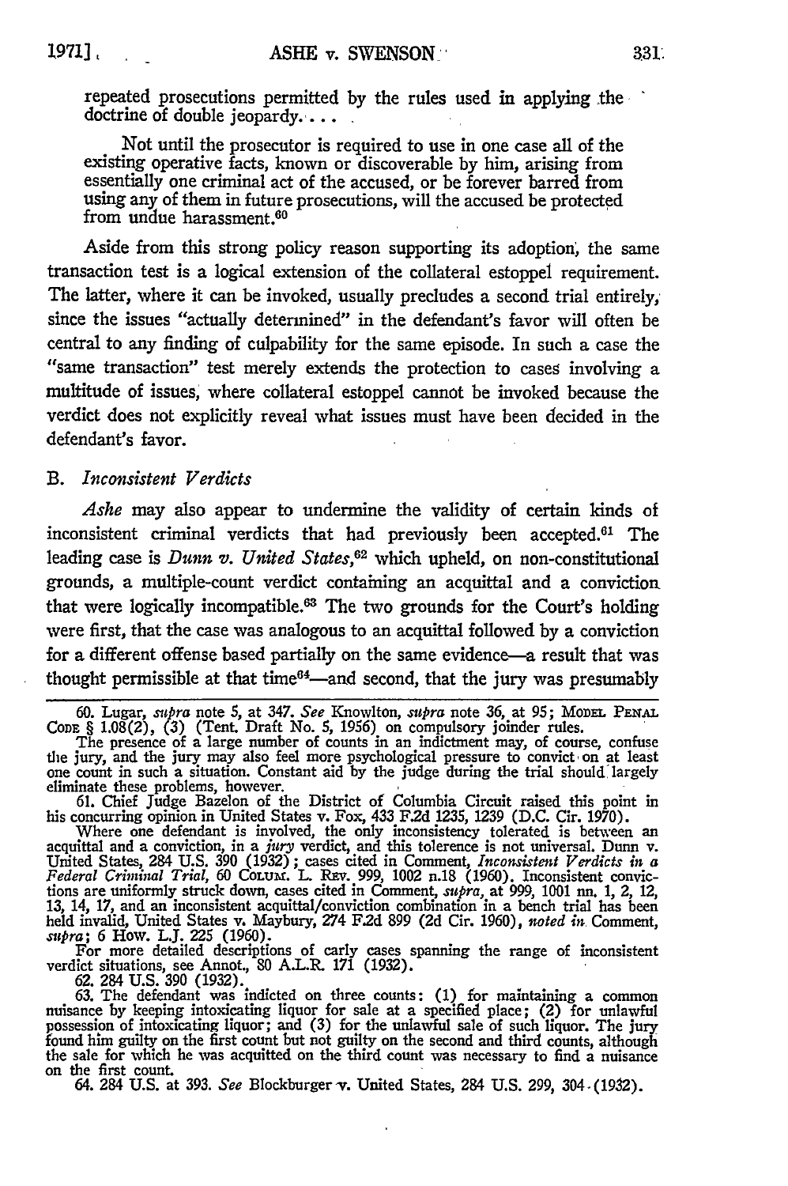repeated prosecutions permitted by the rules used in applying the doctrine of double jeopardy. . . .

Not until the prosecutor is required to use in one case all of the existing operative facts, known or discoverable by him, arising from essentially one criminal act of the accused, or be forever barred from using any of them in future prosecutions, will the accused be protected from undue harassment.[60]

Aside from this strong policy reason supporting its adoption, the same transaction test is a logical extension of the collateral estoppel requirement. The latter, where it can be invoked, usually precludes a second trial entirely, since the issues "actually determined" in the defendant's favor will often be central to any finding of culpability for the same episode. In such a case the "same transaction" test merely extends the protection to cases involving a multitude of issues, where collateral estoppel cannot be invoked because the verdict does not explicitly reveal what issues must have been decided in the defendant's favor.

### B. *Inconsistent Verdicts*

*Ashe* may also appear to undermine the validity of certain kinds of inconsistent criminal verdicts that had previously been accepted.[61] The leading case is *Dunn v. United States*,[62] which upheld, on non-constitutional grounds, a multiple-count verdict containing an acquittal and a conviction that were logically incompatible.[63] The two grounds for the Court's holding were first, that the case was analogous to an acquittal followed by a conviction for a different offense based partially on the same evidence—a result that was thought permissible at that time[64]—and second, that the jury was presumably

---

60. Lugar, *supra* note 5, at 347. *See* Knowlton, *supra* note 36, at 95; MODEL PENAL CODE § 1.08(2), (3) (Tent. Draft No. 5, 1956) on compulsory joinder rules.

The presence of a large number of counts in an indictment may, of course, confuse the jury, and the jury may also feel more psychological pressure to convict on at least one count in such a situation. Constant aid by the judge during the trial should largely eliminate these problems, however.

61. Chief Judge Bazelon of the District of Columbia Circuit raised this point in his concurring opinion in United States v. Fox, 433 F.2d 1235, 1239 (D.C. Cir. 1970).

Where one defendant is involved, the only inconsistency tolerated is between an acquittal and a conviction, in a *jury* verdict, and this tolerence is not universal. Dunn v. United States, 284 U.S. 390 (1932); cases cited in Comment, *Inconsistent Verdicts in a Federal Criminal Trial*, 60 COLUM. L. REV. 999, 1002 n.18 (1960). Inconsistent convictions are uniformly struck down, cases cited in Comment, *supra*, at 999, 1001 nn. 1, 2, 12, 13, 14, 17, and an inconsistent acquittal/conviction combination in a bench trial has been held invalid, United States v. Maybury, 274 F.2d 899 (2d Cir. 1960), *noted in* Comment, *supra*; 6 How. L.J. 225 (1960).

For more detailed descriptions of early cases spanning the range of inconsistent verdict situations, see Annot., 80 A.L.R. 171 (1932).

62. 284 U.S. 390 (1932).

63. The defendant was indicted on three counts: (1) for maintaining a common nuisance by keeping intoxicating liquor for sale at a specified place; (2) for unlawful possession of intoxicating liquor; and (3) for the unlawful sale of such liquor. The jury found him guilty on the first count but not guilty on the second and third counts, although the sale for which he was acquitted on the third count was necessary to find a nuisance on the first count.

64. 284 U.S. at 393. *See* Blockburger v. United States, 284 U.S. 299, 304 (1932).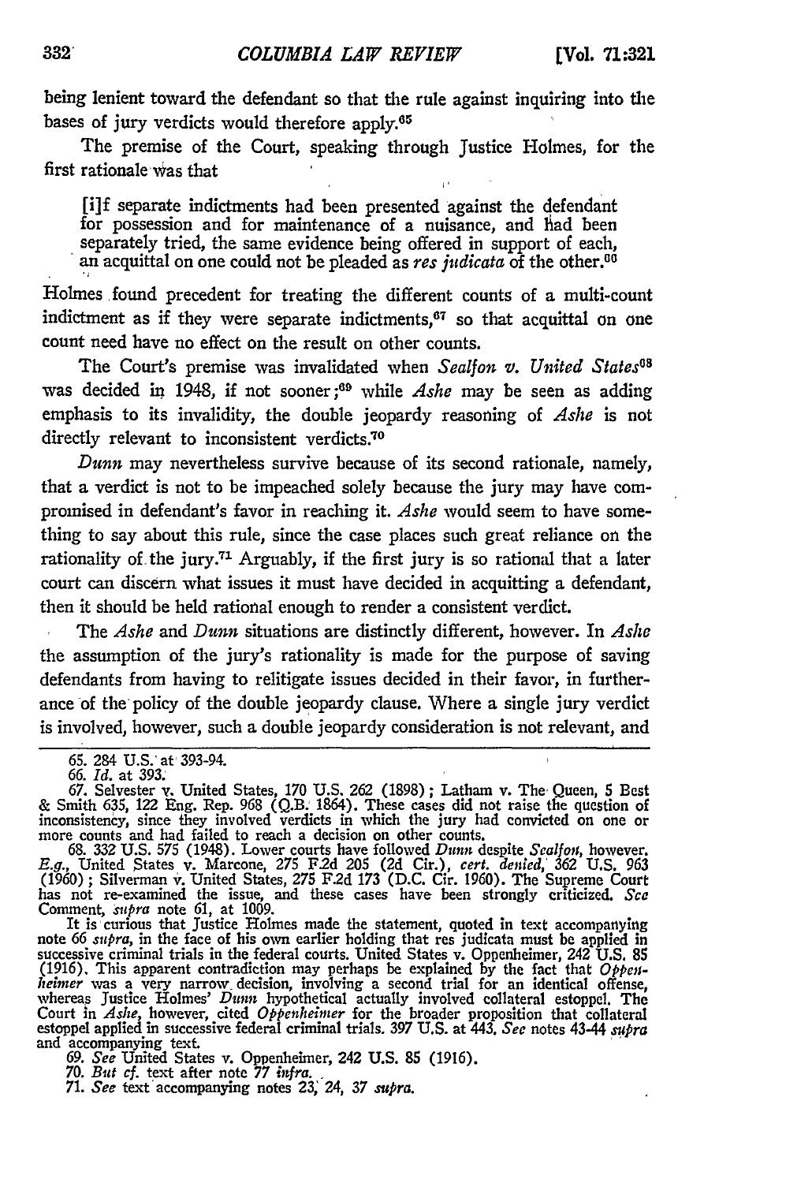being lenient toward the defendant so that the rule against inquiring into the bases of jury verdicts would therefore apply.[65]

The premise of the Court, speaking through Justice Holmes, for the first rationale was that

> [i]f separate indictments had been presented against the defendant for possession and for maintenance of a nuisance, and had been separately tried, the same evidence being offered in support of each, an acquittal on one could not be pleaded as *res judicata* of the other.[66]

Holmes found precedent for treating the different counts of a multi-count indictment as if they were separate indictments,[67] so that acquittal on one count need have no effect on the result on other counts.

The Court's premise was invalidated when *Sealfon v. United States*[68] was decided in 1948, if not sooner;[69] while *Ashe* may be seen as adding emphasis to its invalidity, the double jeopardy reasoning of *Ashe* is not directly relevant to inconsistent verdicts.[70]

*Dunn* may nevertheless survive because of its second rationale, namely, that a verdict is not to be impeached solely because the jury may have compromised in defendant's favor in reaching it. *Ashe* would seem to have something to say about this rule, since the case places such great reliance on the rationality of the jury.[71] Arguably, if the first jury is so rational that a later court can discern what issues it must have decided in acquitting a defendant, then it should be held rational enough to render a consistent verdict.

The *Ashe* and *Dunn* situations are distinctly different, however. In *Ashe* the assumption of the jury's rationality is made for the purpose of saving defendants from having to relitigate issues decided in their favor, in furtherance of the policy of the double jeopardy clause. Where a single jury verdict is involved, however, such a double jeopardy consideration is not relevant, and

---

65. 284 U.S. at 393-94.

66. *Id.* at 393.

67. Selvester v. United States, 170 U.S. 262 (1898); Latham v. The Queen, 5 Best & Smith 635, 122 Eng. Rep. 968 (Q.B. 1864). These cases did not raise the question of inconsistency, since they involved verdicts in which the jury had convicted on one or more counts and had failed to reach a decision on other counts.

68. 332 U.S. 575 (1948). Lower courts have followed *Dunn* despite *Sealfon*, however. *E.g.*, United States v. Marcone, 275 F.2d 205 (2d Cir.), *cert. denied*, 362 U.S. 963 (1960); Silverman v. United States, 275 F.2d 173 (D.C. Cir. 1960). The Supreme Court has not re-examined the issue, and these cases have been strongly criticized. *See* Comment, *supra* note 61, at 1009.

It is curious that Justice Holmes made the statement, quoted in text accompanying note 66 *supra*, in the face of his own earlier holding that res judicata must be applied in successive criminal trials in the federal courts. United States v. Oppenheimer, 242 U.S. 85 (1916). This apparent contradiction may perhaps be explained by the fact that *Oppenheimer* was a very narrow decision, involving a second trial for an identical offense, whereas Justice Holmes' *Dunn* hypothetical actually involved collateral estoppel. The Court in *Ashe*, however, cited *Oppenheimer* for the broader proposition that collateral estoppel applied in successive federal criminal trials. 397 U.S. at 443. *See* notes 43-44 *supra* and accompanying text.

69. *See* United States v. Oppenheimer, 242 U.S. 85 (1916).

70. *But cf.* text after note 77 *infra*.

71. *See* text accompanying notes 23, 24, 37 *supra*.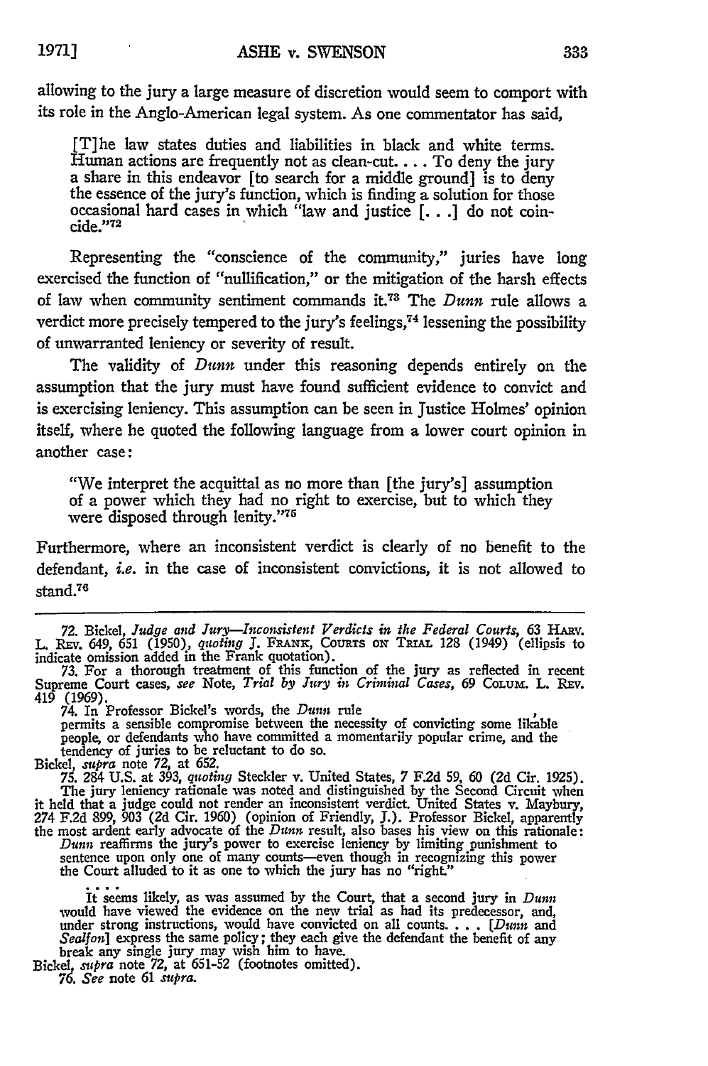allowing to the jury a large measure of discretion would seem to comport with its role in the Anglo-American legal system. As one commentator has said,

> [T]he law states duties and liabilities in black and white terms. Human actions are frequently not as clean-cut. . . . To deny the jury a share in this endeavor [to search for a middle ground] is to deny the essence of the jury's function, which is finding a solution for those occasional hard cases in which "law and justice [. . .] do not coincide."[72]

Representing the "conscience of the community," juries have long exercised the function of "nullification," or the mitigation of the harsh effects of law when community sentiment commands it.[73] The *Dunn* rule allows a verdict more precisely tempered to the jury's feelings,[74] lessening the possibility of unwarranted leniency or severity of result.

The validity of *Dunn* under this reasoning depends entirely on the assumption that the jury must have found sufficient evidence to convict and is exercising leniency. This assumption can be seen in Justice Holmes' opinion itself, where he quoted the following language from a lower court opinion in another case:

> "We interpret the acquittal as no more than [the jury's] assumption of a power which they had no right to exercise, but to which they were disposed through lenity."[75]

Furthermore, where an inconsistent verdict is clearly of no benefit to the defendant, *i.e.* in the case of inconsistent convictions, it is not allowed to stand.[76]

---

72. Bickel, *Judge and Jury—Inconsistent Verdicts in the Federal Courts*, 63 HARV. L. REV. 649, 651 (1950), *quoting* J. FRANK, COURTS ON TRIAL 128 (1949) (ellipsis to indicate omission added in the Frank quotation).

73. For a thorough treatment of this function of the jury as reflected in recent Supreme Court cases, *see* Note, *Trial by Jury in Criminal Cases*, 69 COLUM. L. REV. 419 (1969).

74. In Professor Bickel's words, the *Dunn* rule

> permits a sensible compromise between the necessity of convicting some likable people, or defendants who have committed a momentarily popular crime, and the tendency of juries to be reluctant to do so.

Bickel, *supra* note 72, at 652.

75. 284 U.S. at 393, *quoting* Steckler v. United States, 7 F.2d 59, 60 (2d Cir. 1925). The jury leniency rationale was noted and distinguished by the Second Circuit when it held that a judge could not render an inconsistent verdict. United States v. Maybury, 274 F.2d 899, 903 (2d Cir. 1960) (opinion of Friendly, J.). Professor Bickel, apparently the most ardent early advocate of the *Dunn* result, also bases his view on this rationale:

> *Dunn* reaffirms the jury's power to exercise leniency by limiting punishment to sentence upon only one of many counts—even though in recognizing this power the Court alluded to it as one to which the jury has no "right."
>
> . . .
>
> It seems likely, as was assumed by the Court, that a second jury in *Dunn* would have viewed the evidence on the new trial as had its predecessor, and, under strong instructions, would have convicted on all counts. . . . [*Dunn* and *Sealfon*] express the same policy; they each give the defendant the benefit of any break any single jury may wish him to have.

Bickel, *supra* note 72, at 651-52 (footnotes omitted).

76. *See* note 61 *supra*.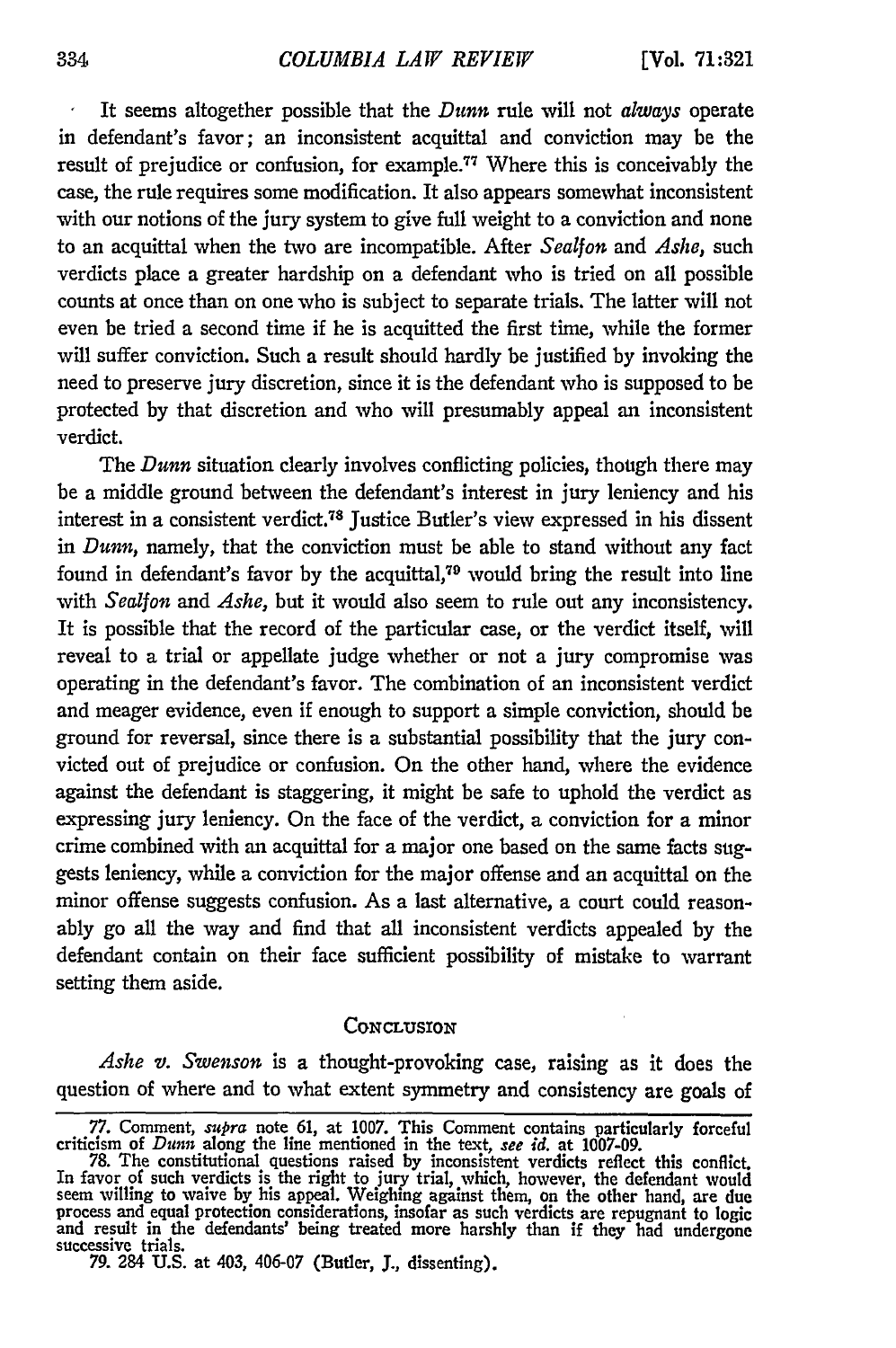It seems altogether possible that the *Dunn* rule will not *always* operate in defendant's favor; an inconsistent acquittal and conviction may be the result of prejudice or confusion, for example.[77] Where this is conceivably the case, the rule requires some modification. It also appears somewhat inconsistent with our notions of the jury system to give full weight to a conviction and none to an acquittal when the two are incompatible. After *Sealfon* and *Ashe*, such verdicts place a greater hardship on a defendant who is tried on all possible counts at once than on one who is subject to separate trials. The latter will not even be tried a second time if he is acquitted the first time, while the former will suffer conviction. Such a result should hardly be justified by invoking the need to preserve jury discretion, since it is the defendant who is supposed to be protected by that discretion and who will presumably appeal an inconsistent verdict.

The *Dunn* situation clearly involves conflicting policies, though there may be a middle ground between the defendant's interest in jury leniency and his interest in a consistent verdict.[78] Justice Butler's view expressed in his dissent in *Dunn*, namely, that the conviction must be able to stand without any fact found in defendant's favor by the acquittal,[79] would bring the result into line with *Sealfon* and *Ashe*, but it would also seem to rule out any inconsistency. It is possible that the record of the particular case, or the verdict itself, will reveal to a trial or appellate judge whether or not a jury compromise was operating in the defendant's favor. The combination of an inconsistent verdict and meager evidence, even if enough to support a simple conviction, should be ground for reversal, since there is a substantial possibility that the jury convicted out of prejudice or confusion. On the other hand, where the evidence against the defendant is staggering, it might be safe to uphold the verdict as expressing jury leniency. On the face of the verdict, a conviction for a minor crime combined with an acquittal for a major one based on the same facts suggests leniency, while a conviction for the major offense and an acquittal on the minor offense suggests confusion. As a last alternative, a court could reasonably go all the way and find that all inconsistent verdicts appealed by the defendant contain on their face sufficient possibility of mistake to warrant setting them aside.

## Conclusion

*Ashe v. Swenson* is a thought-provoking case, raising as it does the question of where and to what extent symmetry and consistency are goals of

---

77. Comment, *supra* note 61, at 1007. This Comment contains particularly forceful criticism of *Dunn* along the line mentioned in the text, *see id.* at 1007-09.

78. The constitutional questions raised by inconsistent verdicts reflect this conflict. In favor of such verdicts is the right to jury trial, which, however, the defendant would seem willing to waive by his appeal. Weighing against them, on the other hand, are due process and equal protection considerations, insofar as such verdicts are repugnant to logic and result in the defendants' being treated more harshly than if they had undergone successive trials.

79. 284 U.S. at 403, 406-07 (Butler, J., dissenting).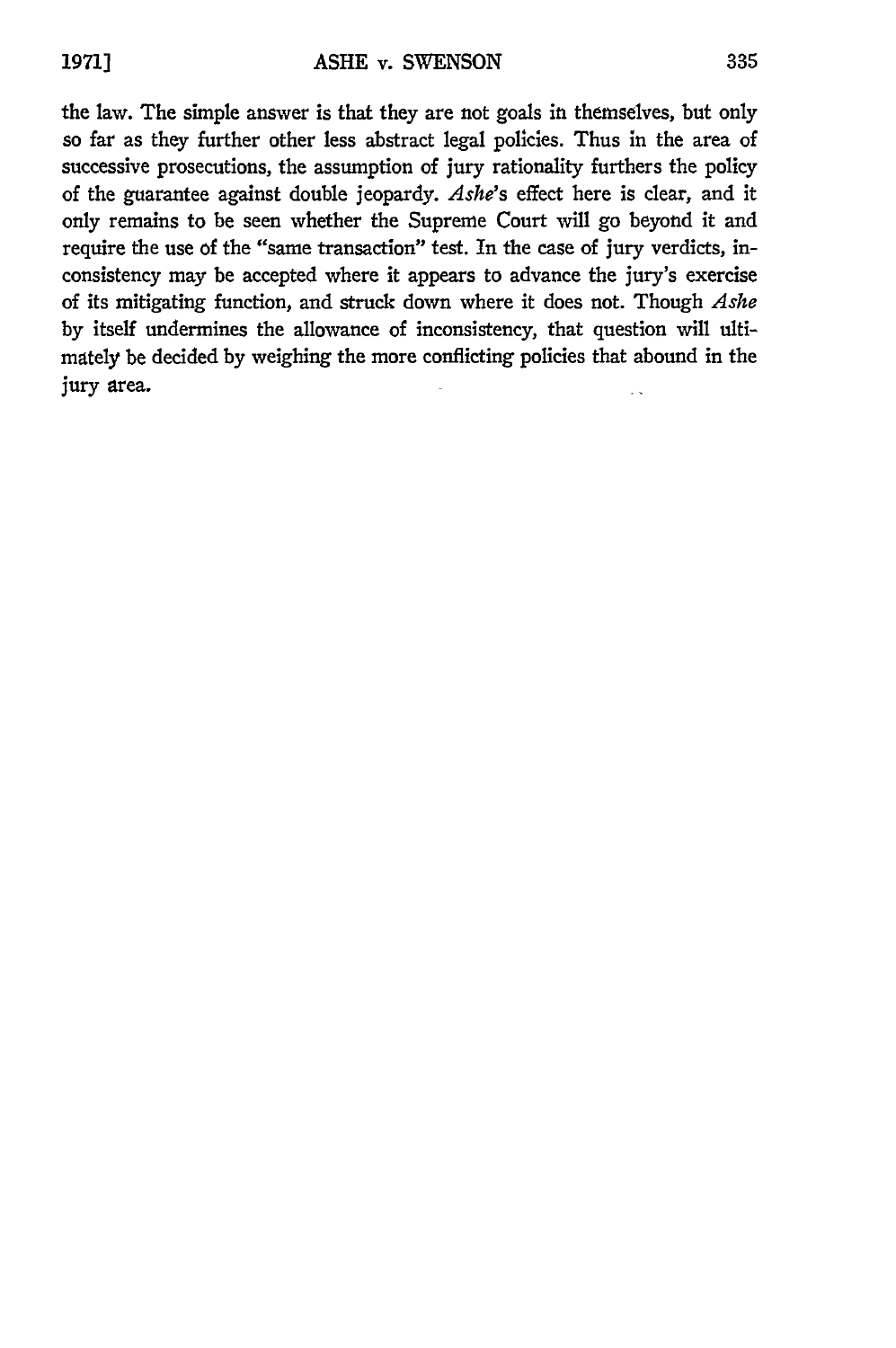the law. The simple answer is that they are not goals in themselves, but only so far as they further other less abstract legal policies. Thus in the area of successive prosecutions, the assumption of jury rationality furthers the policy of the guarantee against double jeopardy. *Ashe*'s effect here is clear, and it only remains to be seen whether the Supreme Court will go beyond it and require the use of the "same transaction" test. In the case of jury verdicts, inconsistency may be accepted where it appears to advance the jury's exercise of its mitigating function, and struck down where it does not. Though *Ashe* by itself undermines the allowance of inconsistency, that question will ultimately be decided by weighing the more conflicting policies that abound in the jury area.